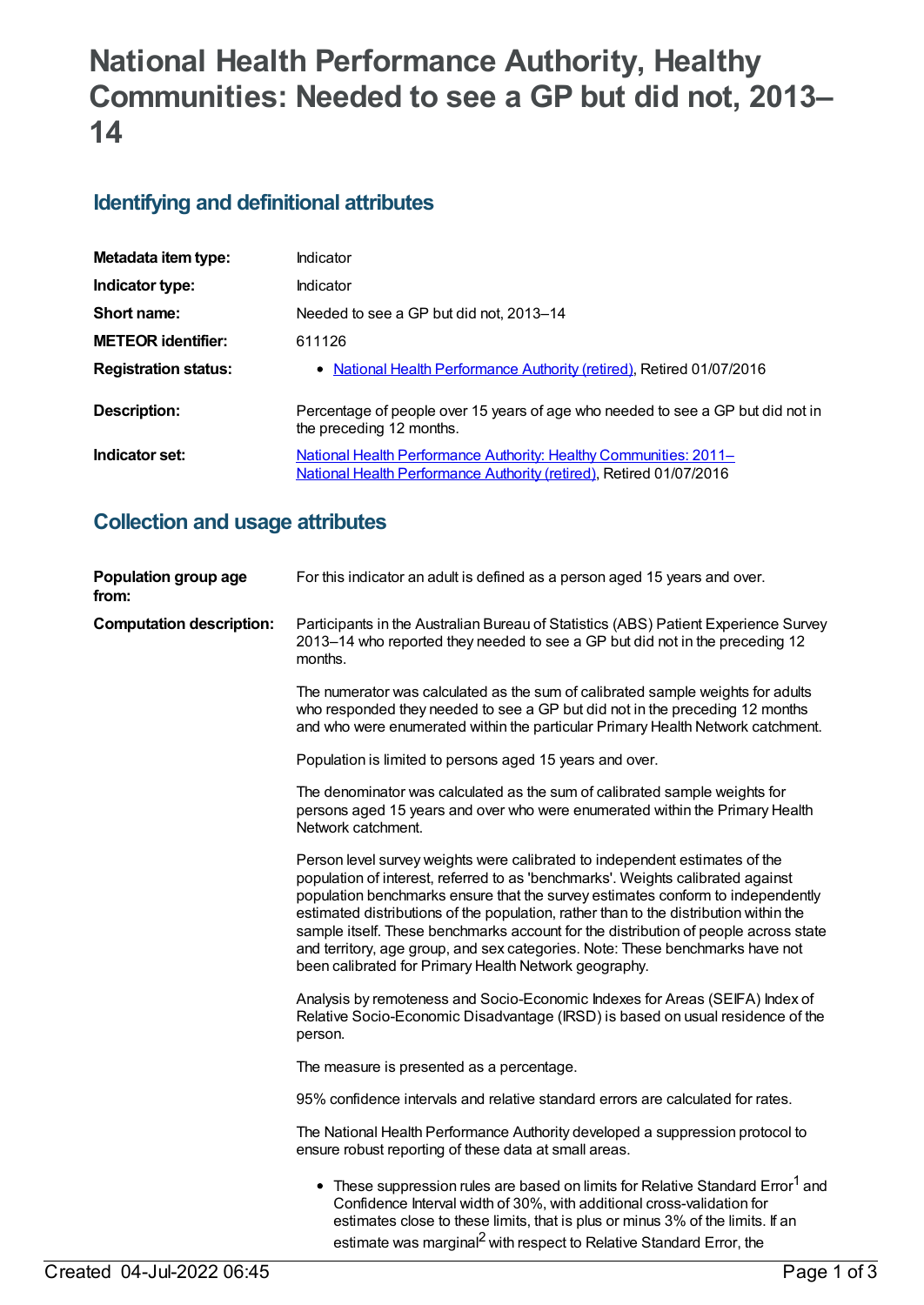# National Health Performance Authority, Healthy Communities: Needed to see a GP but did not, 2013–14

## Identifying and definitional attributes

| | |
|---|---|
| **Metadata item type:** | Indicator |
| **Indicator type:** | Indicator |
| **Short name:** | Needed to see a GP but did not, 2013–14 |
| **METEOR identifier:** | 611126 |
| **Registration status:** | • National Health Performance Authority (retired), Retired 01/07/2016 |
| **Description:** | Percentage of people over 15 years of age who needed to see a GP but did not in the preceding 12 months. |
| **Indicator set:** | National Health Performance Authority: Healthy Communities: 2011– National Health Performance Authority (retired), Retired 01/07/2016 |

## Collection and usage attributes

**Population group age from:**

For this indicator an adult is defined as a person aged 15 years and over.

**Computation description:**

Participants in the Australian Bureau of Statistics (ABS) Patient Experience Survey 2013–14 who reported they needed to see a GP but did not in the preceding 12 months.

The numerator was calculated as the sum of calibrated sample weights for adults who responded they needed to see a GP but did not in the preceding 12 months and who were enumerated within the particular Primary Health Network catchment.

Population is limited to persons aged 15 years and over.

The denominator was calculated as the sum of calibrated sample weights for persons aged 15 years and over who were enumerated within the Primary Health Network catchment.

Person level survey weights were calibrated to independent estimates of the population of interest, referred to as 'benchmarks'. Weights calibrated against population benchmarks ensure that the survey estimates conform to independently estimated distributions of the population, rather than to the distribution within the sample itself. These benchmarks account for the distribution of people across state and territory, age group, and sex categories. Note: These benchmarks have not been calibrated for Primary Health Network geography.

Analysis by remoteness and Socio-Economic Indexes for Areas (SEIFA) Index of Relative Socio-Economic Disadvantage (IRSD) is based on usual residence of the person.

The measure is presented as a percentage.

95% confidence intervals and relative standard errors are calculated for rates.

The National Health Performance Authority developed a suppression protocol to ensure robust reporting of these data at small areas.

- These suppression rules are based on limits for Relative Standard Error[1] and Confidence Interval width of 30%, with additional cross-validation for estimates close to these limits, that is plus or minus 3% of the limits. If an estimate was marginal[2] with respect to Relative Standard Error, the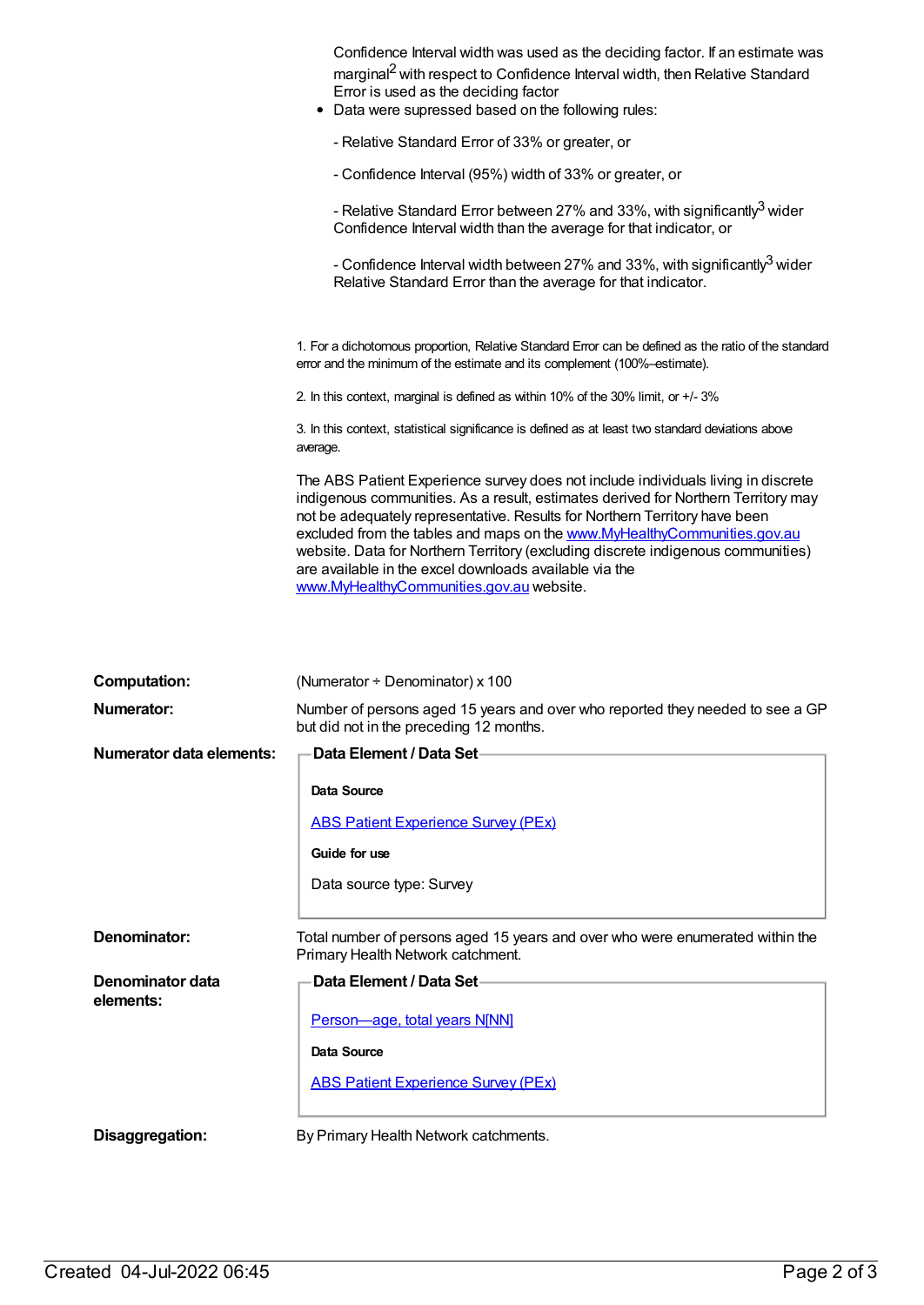Confidence Interval width was used as the deciding factor. If an estimate was marginal[2] with respect to Confidence Interval width, then Relative Standard Error is used as the deciding factor

- Data were supressed based on the following rules:

  - Relative Standard Error of 33% or greater, or

  - Confidence Interval (95%) width of 33% or greater, or

  - Relative Standard Error between 27% and 33%, with significantly[3] wider Confidence Interval width than the average for that indicator, or

  - Confidence Interval width between 27% and 33%, with significantly[3] wider Relative Standard Error than the average for that indicator.

1. For a dichotomous proportion, Relative Standard Error can be defined as the ratio of the standard error and the minimum of the estimate and its complement (100%–estimate).

2. In this context, marginal is defined as within 10% of the 30% limit, or +/- 3%

3. In this context, statistical significance is defined as at least two standard deviations above average.

The ABS Patient Experience survey does not include individuals living in discrete indigenous communities. As a result, estimates derived for Northern Territory may not be adequately representative. Results for Northern Territory have been excluded from the tables and maps on the www.MyHealthyCommunities.gov.au website. Data for Northern Territory (excluding discrete indigenous communities) are available in the excel downloads available via the www.MyHealthyCommunities.gov.au website.

**Computation:** (Numerator ÷ Denominator) x 100

**Numerator:** Number of persons aged 15 years and over who reported they needed to see a GP but did not in the preceding 12 months.

**Numerator data elements:**

**Data Element / Data Set**

**Data Source**

ABS Patient Experience Survey (PEx)

**Guide for use**

Data source type: Survey

**Denominator:** Total number of persons aged 15 years and over who were enumerated within the Primary Health Network catchment.

**Denominator data elements:**

**Data Element / Data Set**

Person—age, total years N[NN]

**Data Source**

ABS Patient Experience Survey (PEx)

**Disaggregation:** By Primary Health Network catchments.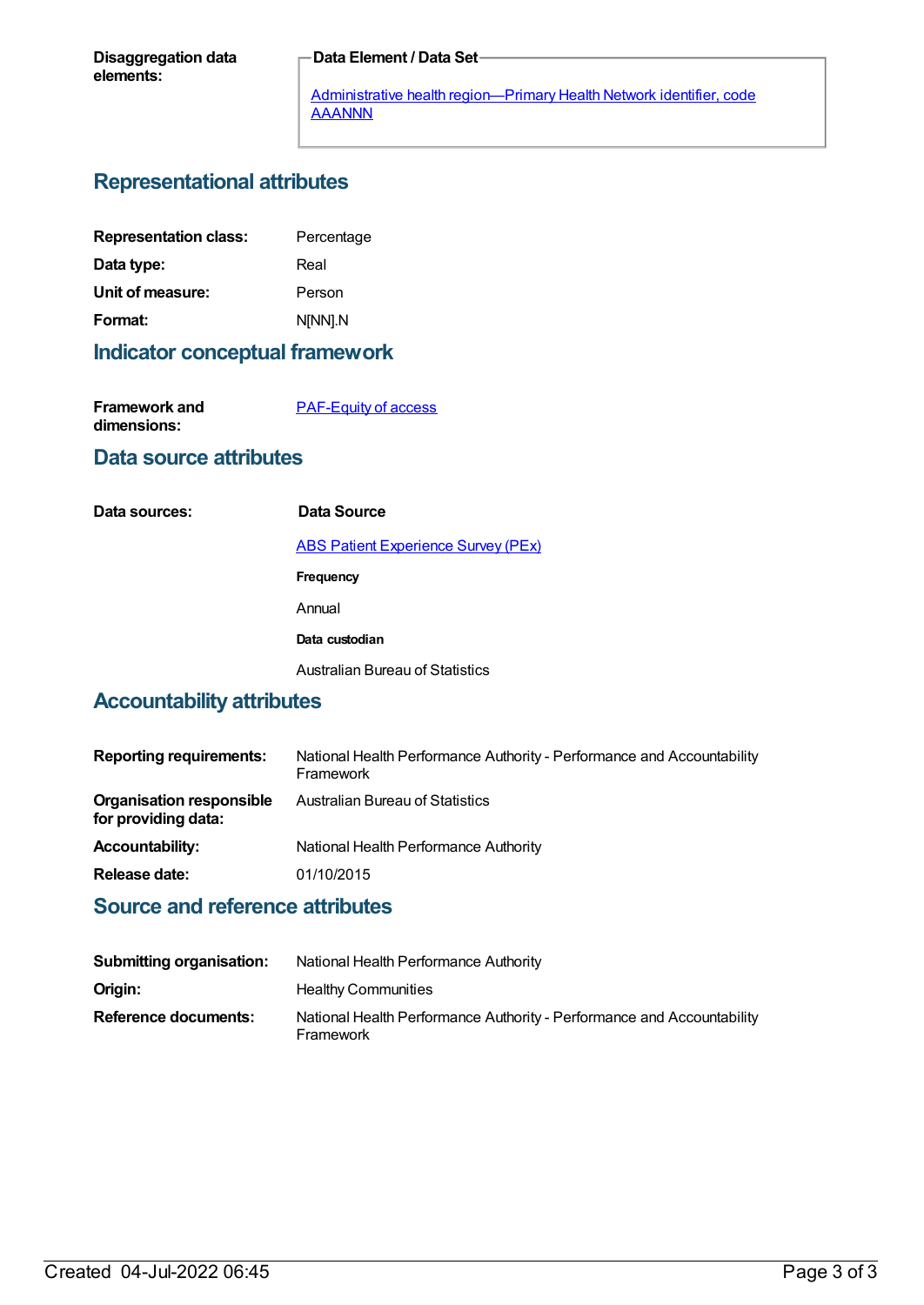**Disaggregation data elements:**

**Data Element / Data Set**

Administrative health region—Primary Health Network identifier, code AAANNN

## Representational attributes

**Representation class:** Percentage

**Data type:** Real

**Unit of measure:** Person

**Format:** N[NN].N

## Indicator conceptual framework

**Framework and dimensions:** PAF-Equity of access

## Data source attributes

**Data sources:**

**Data Source**

ABS Patient Experience Survey (PEx)

**Frequency**

Annual

**Data custodian**

Australian Bureau of Statistics

## Accountability attributes

**Reporting requirements:** National Health Performance Authority - Performance and Accountability Framework

**Organisation responsible for providing data:** Australian Bureau of Statistics

**Accountability:** National Health Performance Authority

**Release date:** 01/10/2015

## Source and reference attributes

**Submitting organisation:** National Health Performance Authority

**Origin:** Healthy Communities

**Reference documents:** National Health Performance Authority - Performance and Accountability Framework